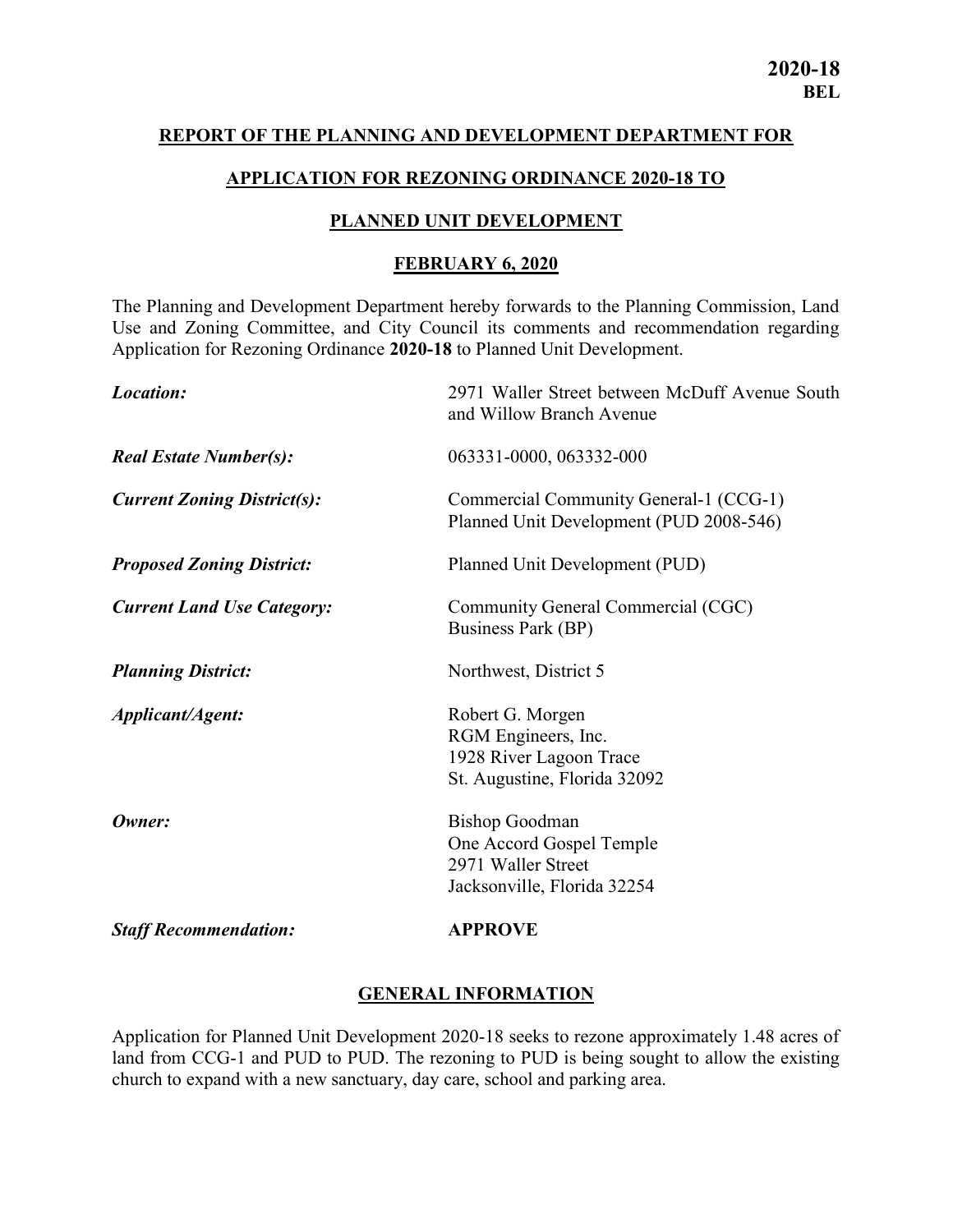**2020-18**
**BEL**

**REPORT OF THE PLANNING AND DEVELOPMENT DEPARTMENT FOR**

**APPLICATION FOR REZONING ORDINANCE 2020-18 TO**

**PLANNED UNIT DEVELOPMENT**

**FEBRUARY 6, 2020**

The Planning and Development Department hereby forwards to the Planning Commission, Land Use and Zoning Committee, and City Council its comments and recommendation regarding Application for Rezoning Ordinance **2020-18** to Planned Unit Development.

| | |
|---|---|
| ***Location:*** | 2971 Waller Street between McDuff Avenue South and Willow Branch Avenue |
| ***Real Estate Number(s):*** | 063331-0000, 063332-000 |
| ***Current Zoning District(s):*** | Commercial Community General-1 (CCG-1)<br>Planned Unit Development (PUD 2008-546) |
| ***Proposed Zoning District:*** | Planned Unit Development (PUD) |
| ***Current Land Use Category:*** | Community General Commercial (CGC)<br>Business Park (BP) |
| ***Planning District:*** | Northwest, District 5 |
| ***Applicant/Agent:*** | Robert G. Morgen<br>RGM Engineers, Inc.<br>1928 River Lagoon Trace<br>St. Augustine, Florida 32092 |
| ***Owner:*** | Bishop Goodman<br>One Accord Gospel Temple<br>2971 Waller Street<br>Jacksonville, Florida 32254 |
| ***Staff Recommendation:*** | **APPROVE** |

## GENERAL INFORMATION

Application for Planned Unit Development 2020-18 seeks to rezone approximately 1.48 acres of land from CCG-1 and PUD to PUD. The rezoning to PUD is being sought to allow the existing church to expand with a new sanctuary, day care, school and parking area.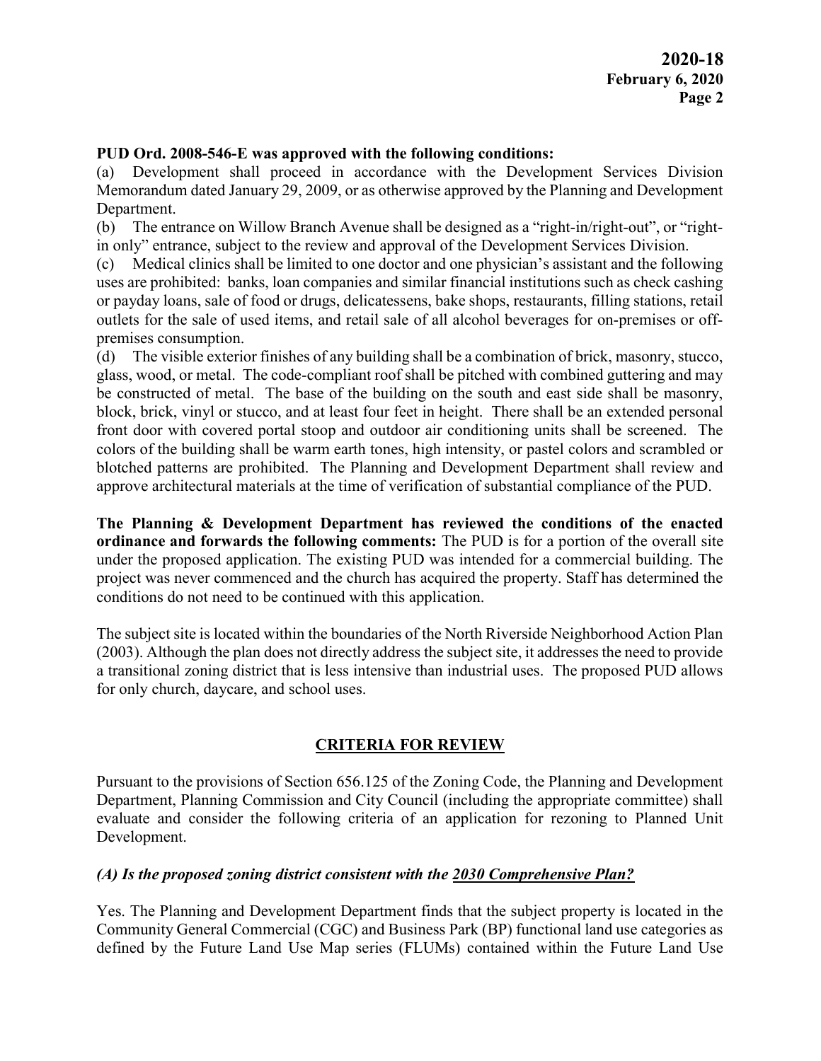**PUD Ord. 2008-546-E was approved with the following conditions:**

(a) Development shall proceed in accordance with the Development Services Division Memorandum dated January 29, 2009, or as otherwise approved by the Planning and Development Department.

(b) The entrance on Willow Branch Avenue shall be designed as a "right-in/right-out", or "right-in only" entrance, subject to the review and approval of the Development Services Division.

(c) Medical clinics shall be limited to one doctor and one physician's assistant and the following uses are prohibited: banks, loan companies and similar financial institutions such as check cashing or payday loans, sale of food or drugs, delicatessens, bake shops, restaurants, filling stations, retail outlets for the sale of used items, and retail sale of all alcohol beverages for on-premises or off-premises consumption.

(d) The visible exterior finishes of any building shall be a combination of brick, masonry, stucco, glass, wood, or metal. The code-compliant roof shall be pitched with combined guttering and may be constructed of metal. The base of the building on the south and east side shall be masonry, block, brick, vinyl or stucco, and at least four feet in height. There shall be an extended personal front door with covered portal stoop and outdoor air conditioning units shall be screened. The colors of the building shall be warm earth tones, high intensity, or pastel colors and scrambled or blotched patterns are prohibited. The Planning and Development Department shall review and approve architectural materials at the time of verification of substantial compliance of the PUD.

**The Planning & Development Department has reviewed the conditions of the enacted ordinance and forwards the following comments:** The PUD is for a portion of the overall site under the proposed application. The existing PUD was intended for a commercial building. The project was never commenced and the church has acquired the property. Staff has determined the conditions do not need to be continued with this application.

The subject site is located within the boundaries of the North Riverside Neighborhood Action Plan (2003). Although the plan does not directly address the subject site, it addresses the need to provide a transitional zoning district that is less intensive than industrial uses. The proposed PUD allows for only church, daycare, and school uses.

## CRITERIA FOR REVIEW

Pursuant to the provisions of Section 656.125 of the Zoning Code, the Planning and Development Department, Planning Commission and City Council (including the appropriate committee) shall evaluate and consider the following criteria of an application for rezoning to Planned Unit Development.

### *(A) Is the proposed zoning district consistent with the 2030 Comprehensive Plan?*

Yes. The Planning and Development Department finds that the subject property is located in the Community General Commercial (CGC) and Business Park (BP) functional land use categories as defined by the Future Land Use Map series (FLUMs) contained within the Future Land Use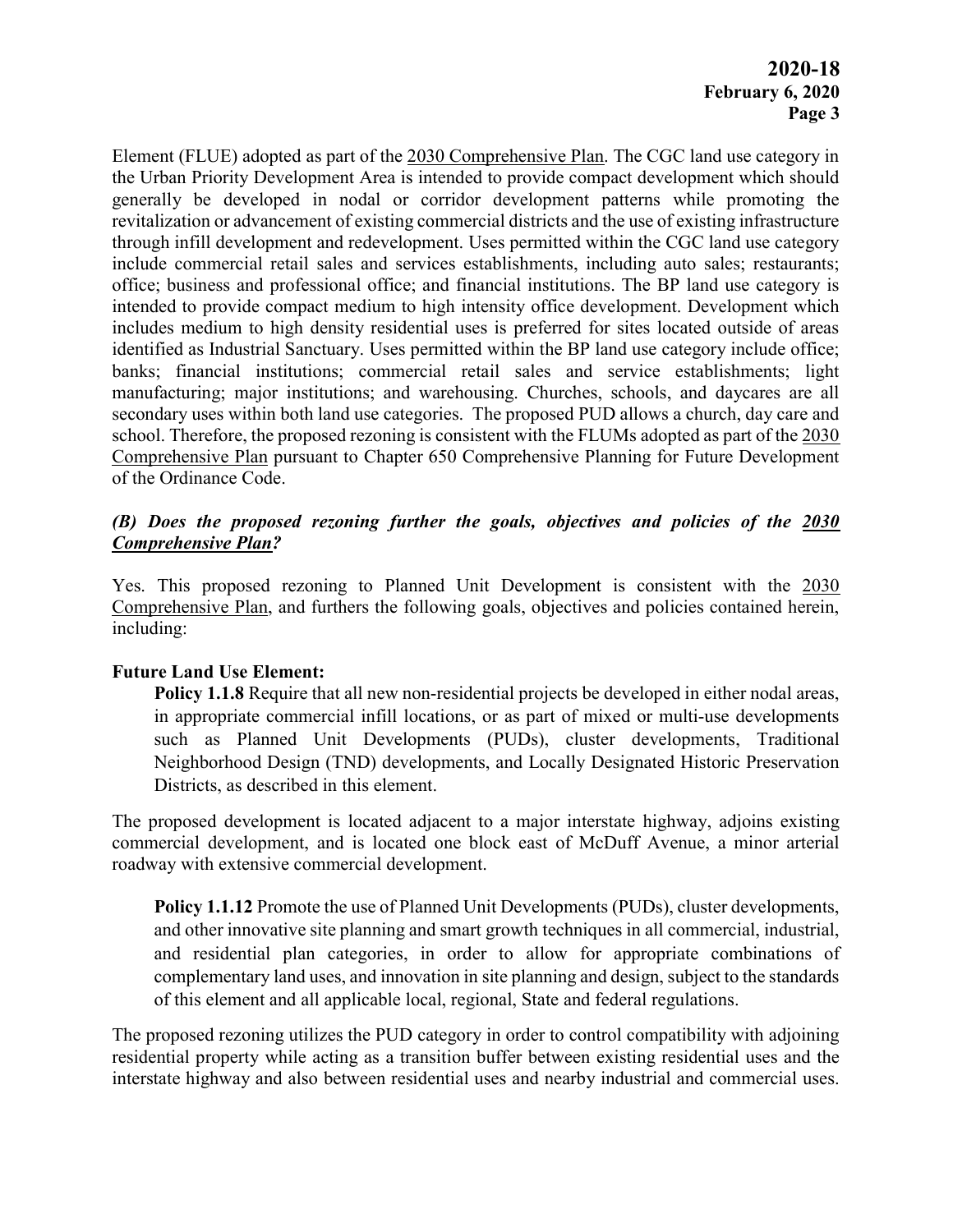Element (FLUE) adopted as part of the 2030 Comprehensive Plan. The CGC land use category in the Urban Priority Development Area is intended to provide compact development which should generally be developed in nodal or corridor development patterns while promoting the revitalization or advancement of existing commercial districts and the use of existing infrastructure through infill development and redevelopment. Uses permitted within the CGC land use category include commercial retail sales and services establishments, including auto sales; restaurants; office; business and professional office; and financial institutions. The BP land use category is intended to provide compact medium to high intensity office development. Development which includes medium to high density residential uses is preferred for sites located outside of areas identified as Industrial Sanctuary. Uses permitted within the BP land use category include office; banks; financial institutions; commercial retail sales and service establishments; light manufacturing; major institutions; and warehousing. Churches, schools, and daycares are all secondary uses within both land use categories. The proposed PUD allows a church, day care and school. Therefore, the proposed rezoning is consistent with the FLUMs adopted as part of the 2030 Comprehensive Plan pursuant to Chapter 650 Comprehensive Planning for Future Development of the Ordinance Code.

***(B) Does the proposed rezoning further the goals, objectives and policies of the 2030 Comprehensive Plan?***

Yes. This proposed rezoning to Planned Unit Development is consistent with the 2030 Comprehensive Plan, and furthers the following goals, objectives and policies contained herein, including:

**Future Land Use Element:**

> **Policy 1.1.8** Require that all new non-residential projects be developed in either nodal areas, in appropriate commercial infill locations, or as part of mixed or multi-use developments such as Planned Unit Developments (PUDs), cluster developments, Traditional Neighborhood Design (TND) developments, and Locally Designated Historic Preservation Districts, as described in this element.

The proposed development is located adjacent to a major interstate highway, adjoins existing commercial development, and is located one block east of McDuff Avenue, a minor arterial roadway with extensive commercial development.

> **Policy 1.1.12** Promote the use of Planned Unit Developments (PUDs), cluster developments, and other innovative site planning and smart growth techniques in all commercial, industrial, and residential plan categories, in order to allow for appropriate combinations of complementary land uses, and innovation in site planning and design, subject to the standards of this element and all applicable local, regional, State and federal regulations.

The proposed rezoning utilizes the PUD category in order to control compatibility with adjoining residential property while acting as a transition buffer between existing residential uses and the interstate highway and also between residential uses and nearby industrial and commercial uses.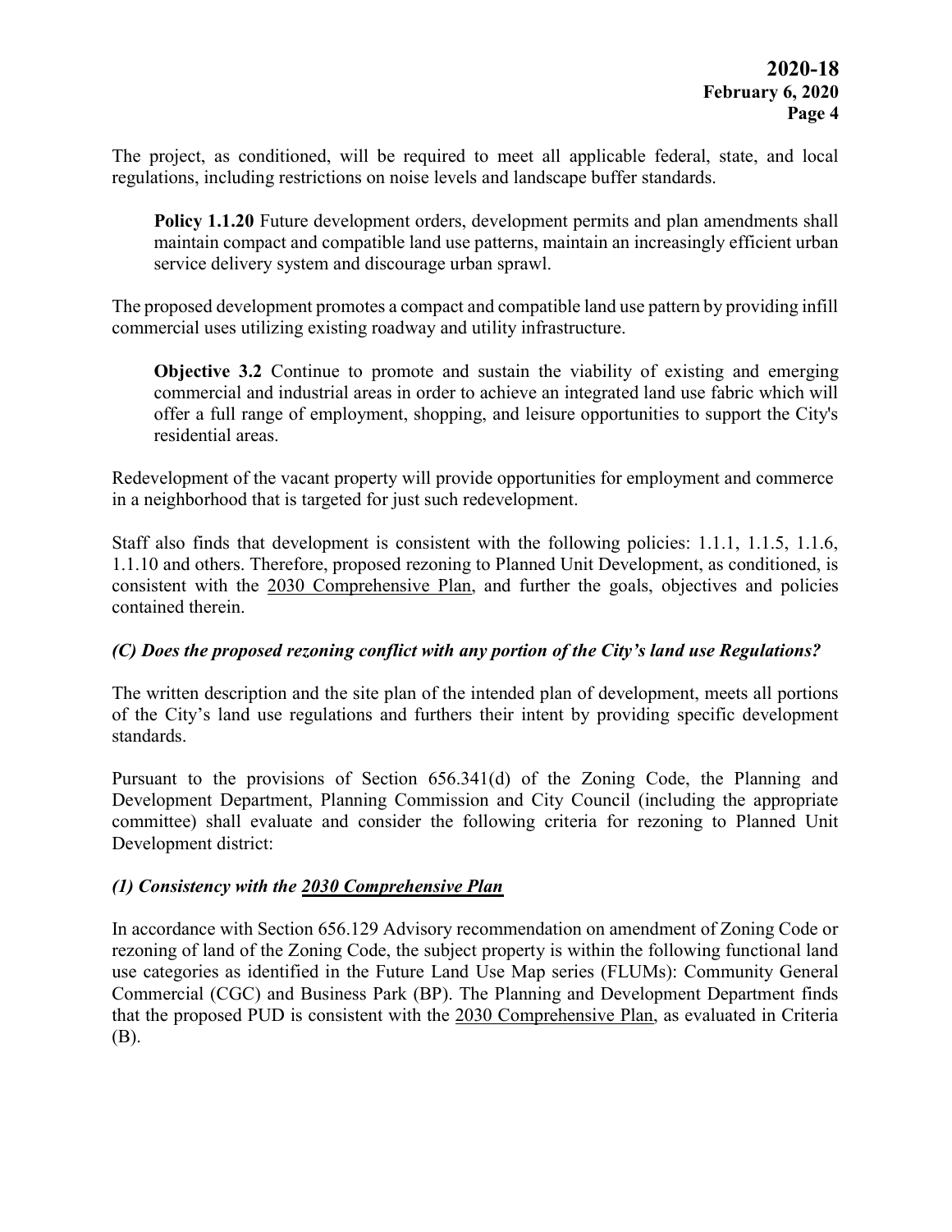The project, as conditioned, will be required to meet all applicable federal, state, and local regulations, including restrictions on noise levels and landscape buffer standards.

> **Policy 1.1.20** Future development orders, development permits and plan amendments shall maintain compact and compatible land use patterns, maintain an increasingly efficient urban service delivery system and discourage urban sprawl.

The proposed development promotes a compact and compatible land use pattern by providing infill commercial uses utilizing existing roadway and utility infrastructure.

> **Objective 3.2** Continue to promote and sustain the viability of existing and emerging commercial and industrial areas in order to achieve an integrated land use fabric which will offer a full range of employment, shopping, and leisure opportunities to support the City's residential areas.

Redevelopment of the vacant property will provide opportunities for employment and commerce in a neighborhood that is targeted for just such redevelopment.

Staff also finds that development is consistent with the following policies: 1.1.1, 1.1.5, 1.1.6, 1.1.10 and others. Therefore, proposed rezoning to Planned Unit Development, as conditioned, is consistent with the 2030 Comprehensive Plan, and further the goals, objectives and policies contained therein.

### *(C) Does the proposed rezoning conflict with any portion of the City's land use Regulations?*

The written description and the site plan of the intended plan of development, meets all portions of the City's land use regulations and furthers their intent by providing specific development standards.

Pursuant to the provisions of Section 656.341(d) of the Zoning Code, the Planning and Development Department, Planning Commission and City Council (including the appropriate committee) shall evaluate and consider the following criteria for rezoning to Planned Unit Development district:

### *(1) Consistency with the 2030 Comprehensive Plan*

In accordance with Section 656.129 Advisory recommendation on amendment of Zoning Code or rezoning of land of the Zoning Code, the subject property is within the following functional land use categories as identified in the Future Land Use Map series (FLUMs): Community General Commercial (CGC) and Business Park (BP). The Planning and Development Department finds that the proposed PUD is consistent with the 2030 Comprehensive Plan, as evaluated in Criteria (B).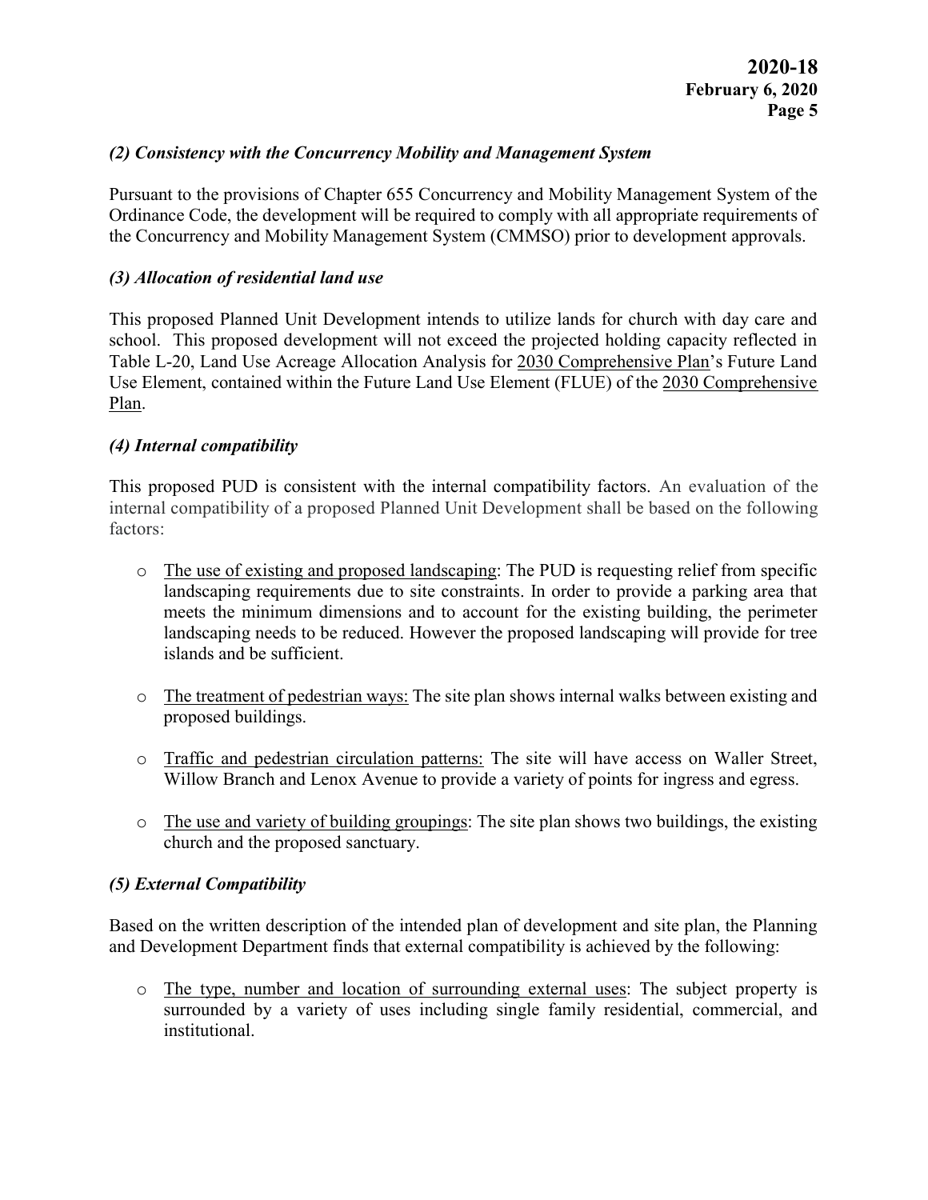### *(2) Consistency with the Concurrency Mobility and Management System*

Pursuant to the provisions of Chapter 655 Concurrency and Mobility Management System of the Ordinance Code, the development will be required to comply with all appropriate requirements of the Concurrency and Mobility Management System (CMMSO) prior to development approvals.

### *(3) Allocation of residential land use*

This proposed Planned Unit Development intends to utilize lands for church with day care and school. This proposed development will not exceed the projected holding capacity reflected in Table L-20, Land Use Acreage Allocation Analysis for 2030 Comprehensive Plan's Future Land Use Element, contained within the Future Land Use Element (FLUE) of the 2030 Comprehensive Plan.

### *(4) Internal compatibility*

This proposed PUD is consistent with the internal compatibility factors. An evaluation of the internal compatibility of a proposed Planned Unit Development shall be based on the following factors:

- The use of existing and proposed landscaping: The PUD is requesting relief from specific landscaping requirements due to site constraints. In order to provide a parking area that meets the minimum dimensions and to account for the existing building, the perimeter landscaping needs to be reduced. However the proposed landscaping will provide for tree islands and be sufficient.
- The treatment of pedestrian ways: The site plan shows internal walks between existing and proposed buildings.
- Traffic and pedestrian circulation patterns: The site will have access on Waller Street, Willow Branch and Lenox Avenue to provide a variety of points for ingress and egress.
- The use and variety of building groupings: The site plan shows two buildings, the existing church and the proposed sanctuary.

### *(5) External Compatibility*

Based on the written description of the intended plan of development and site plan, the Planning and Development Department finds that external compatibility is achieved by the following:

- The type, number and location of surrounding external uses: The subject property is surrounded by a variety of uses including single family residential, commercial, and institutional.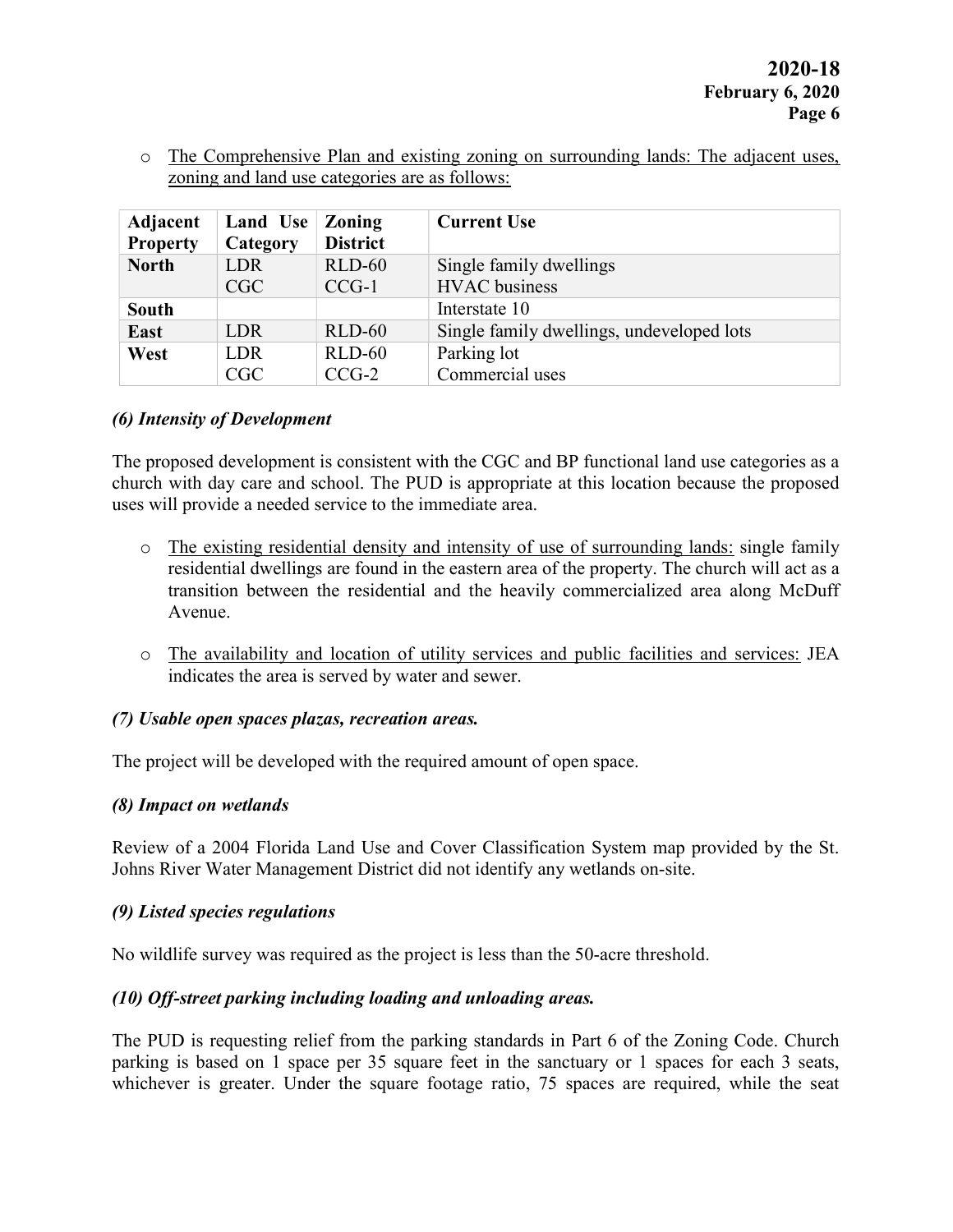- The Comprehensive Plan and existing zoning on surrounding lands: The adjacent uses, zoning and land use categories are as follows:

| Adjacent Property | Land Use Category | Zoning District | Current Use |
|---|---|---|---|
| **North** | LDR<br>CGC | RLD-60<br>CCG-1 | Single family dwellings<br>HVAC business |
| **South** | | | Interstate 10 |
| **East** | LDR | RLD-60 | Single family dwellings, undeveloped lots |
| **West** | LDR<br>CGC | RLD-60<br>CCG-2 | Parking lot<br>Commercial uses |

### *(6) Intensity of Development*

The proposed development is consistent with the CGC and BP functional land use categories as a church with day care and school. The PUD is appropriate at this location because the proposed uses will provide a needed service to the immediate area.

- The existing residential density and intensity of use of surrounding lands: single family residential dwellings are found in the eastern area of the property. The church will act as a transition between the residential and the heavily commercialized area along McDuff Avenue.

- The availability and location of utility services and public facilities and services: JEA indicates the area is served by water and sewer.

### *(7) Usable open spaces plazas, recreation areas.*

The project will be developed with the required amount of open space.

### *(8) Impact on wetlands*

Review of a 2004 Florida Land Use and Cover Classification System map provided by the St. Johns River Water Management District did not identify any wetlands on-site.

### *(9) Listed species regulations*

No wildlife survey was required as the project is less than the 50-acre threshold.

### *(10) Off-street parking including loading and unloading areas.*

The PUD is requesting relief from the parking standards in Part 6 of the Zoning Code. Church parking is based on 1 space per 35 square feet in the sanctuary or 1 spaces for each 3 seats, whichever is greater. Under the square footage ratio, 75 spaces are required, while the seat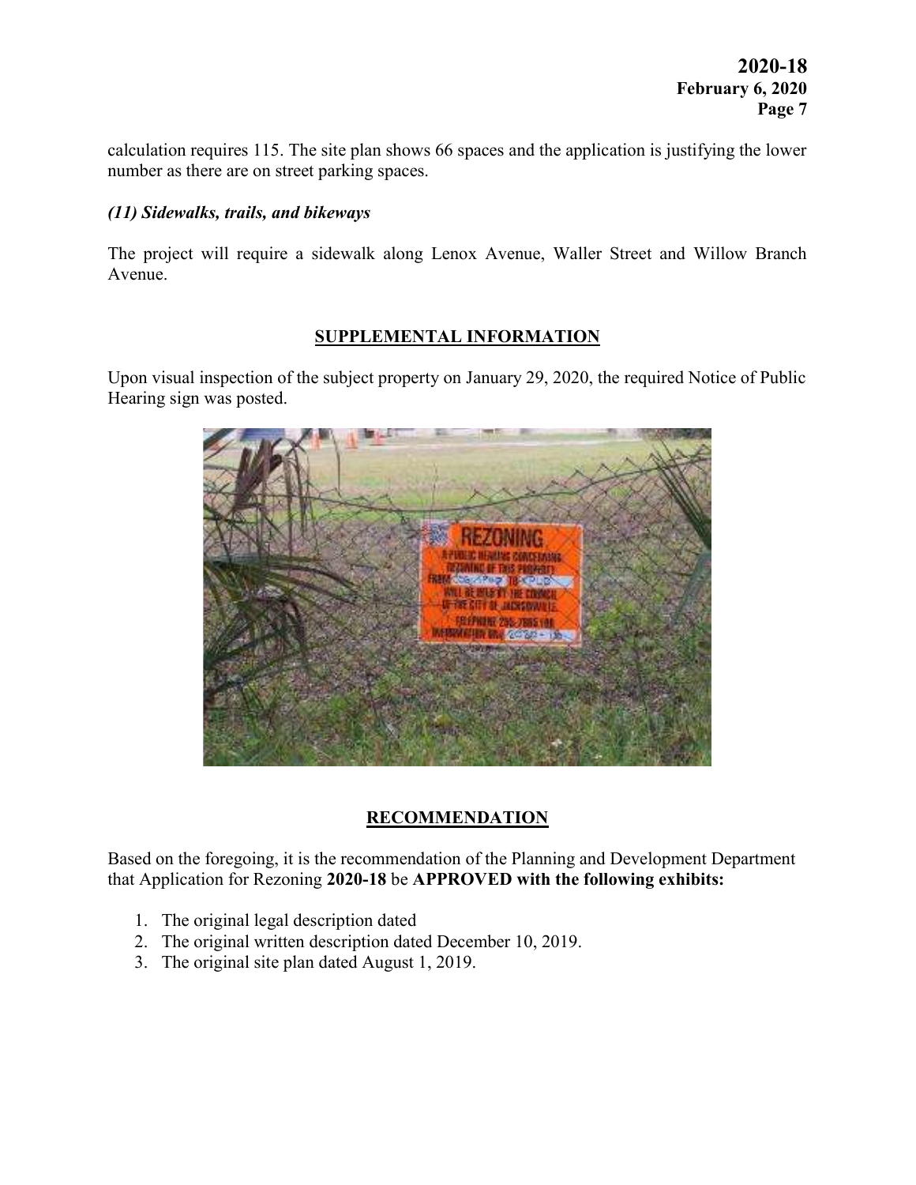calculation requires 115. The site plan shows 66 spaces and the application is justifying the lower number as there are on street parking spaces.

***(11) Sidewalks, trails, and bikeways***

The project will require a sidewalk along Lenox Avenue, Waller Street and Willow Branch Avenue.

## SUPPLEMENTAL INFORMATION

Upon visual inspection of the subject property on January 29, 2020, the required Notice of Public Hearing sign was posted.

## RECOMMENDATION

Based on the foregoing, it is the recommendation of the Planning and Development Department that Application for Rezoning **2020-18** be **APPROVED with the following exhibits:**

1. The original legal description dated
2. The original written description dated December 10, 2019.
3. The original site plan dated August 1, 2019.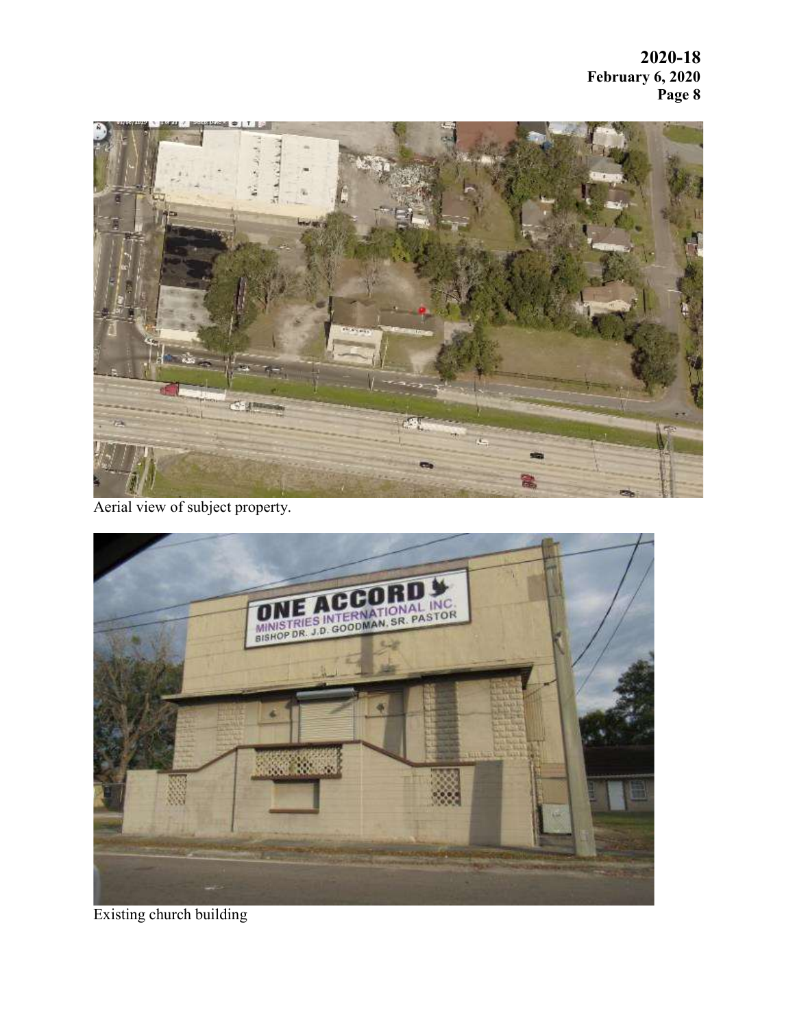Aerial view of subject property.

Existing church building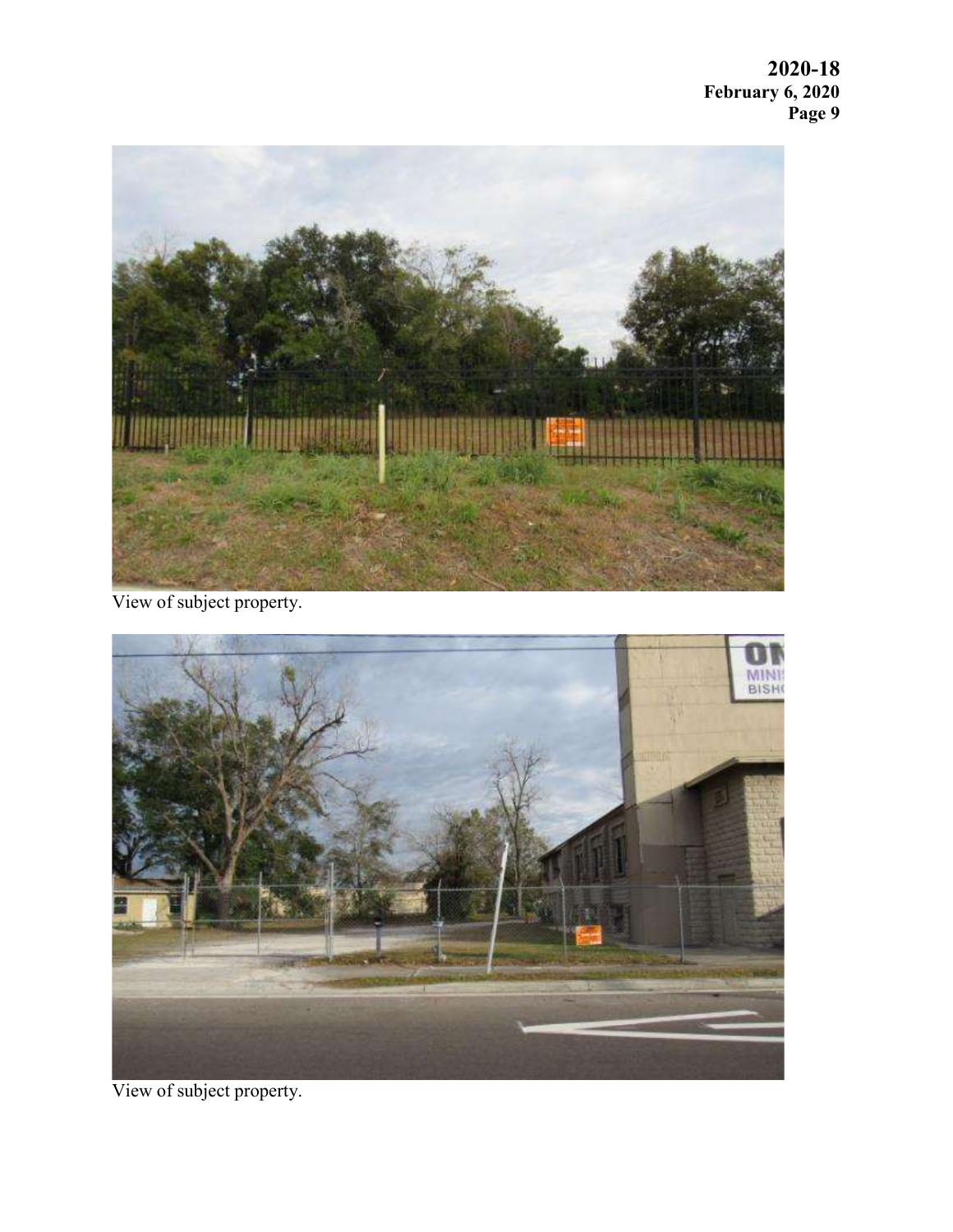View of subject property.

View of subject property.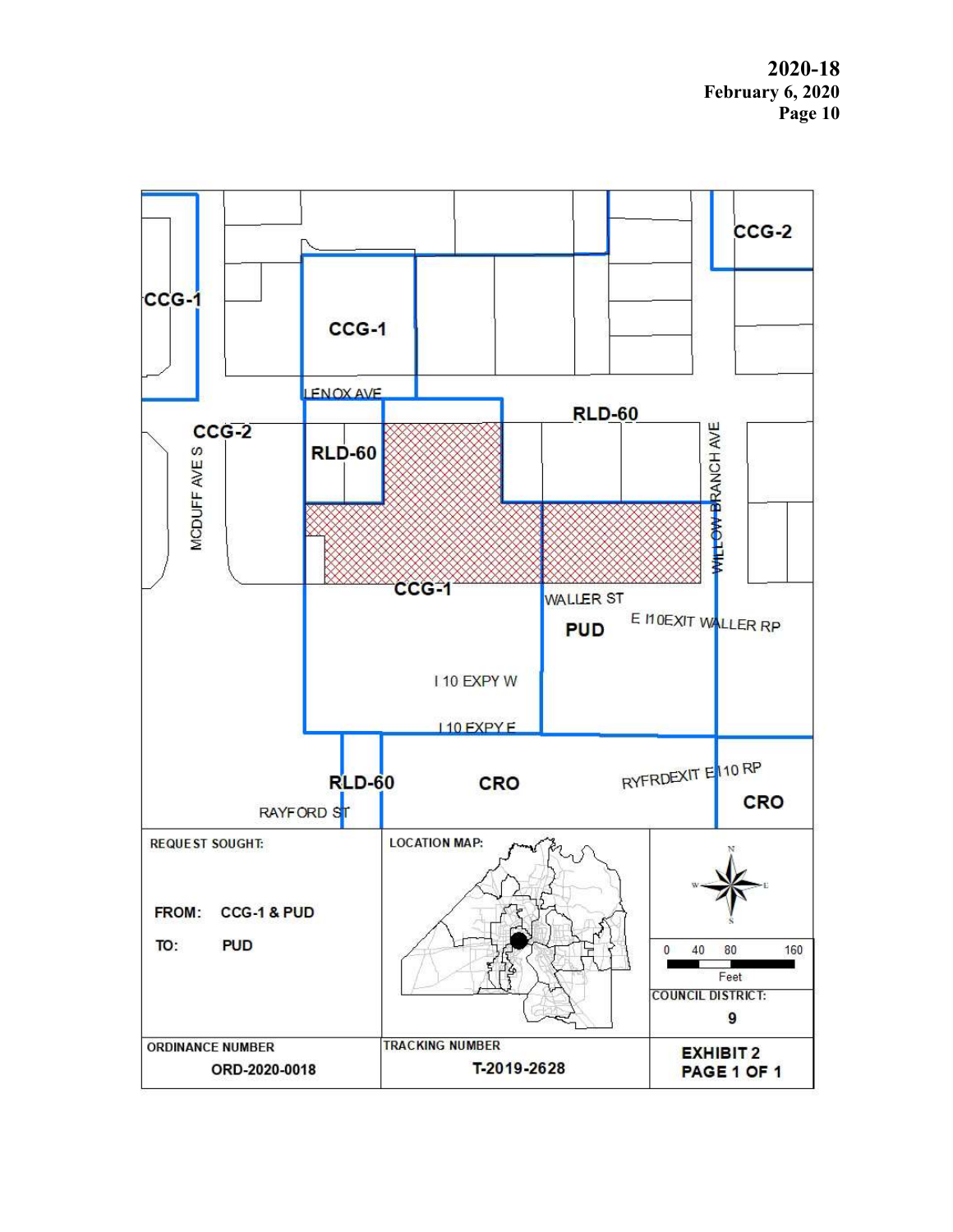CCG-2

CCG-1

CCG-1

LENOX AVE

RLD-60

CCG-2

RLD-60

MCDUFF AVE S

WILLOW BRANCH AVE

CCG-1

WALLER ST

PUD

E I10EXIT WALLER RP

I 10 EXPY W

I 10 EXPY E

RLD-60

CRO

RYFRDEXIT E I10 RP

CRO

RAYFORD ST

| | | |
|---|---|---|
| REQUEST SOUGHT:<br><br>FROM: CCG-1 & PUD<br><br>TO: PUD | LOCATION MAP: | N S W E<br><br>0 40 80 160<br>Feet<br><br>COUNCIL DISTRICT:<br>9 |
| ORDINANCE NUMBER<br>ORD-2020-0018 | TRACKING NUMBER<br>T-2019-2628 | **EXHIBIT 2**<br>**PAGE 1 OF 1** |